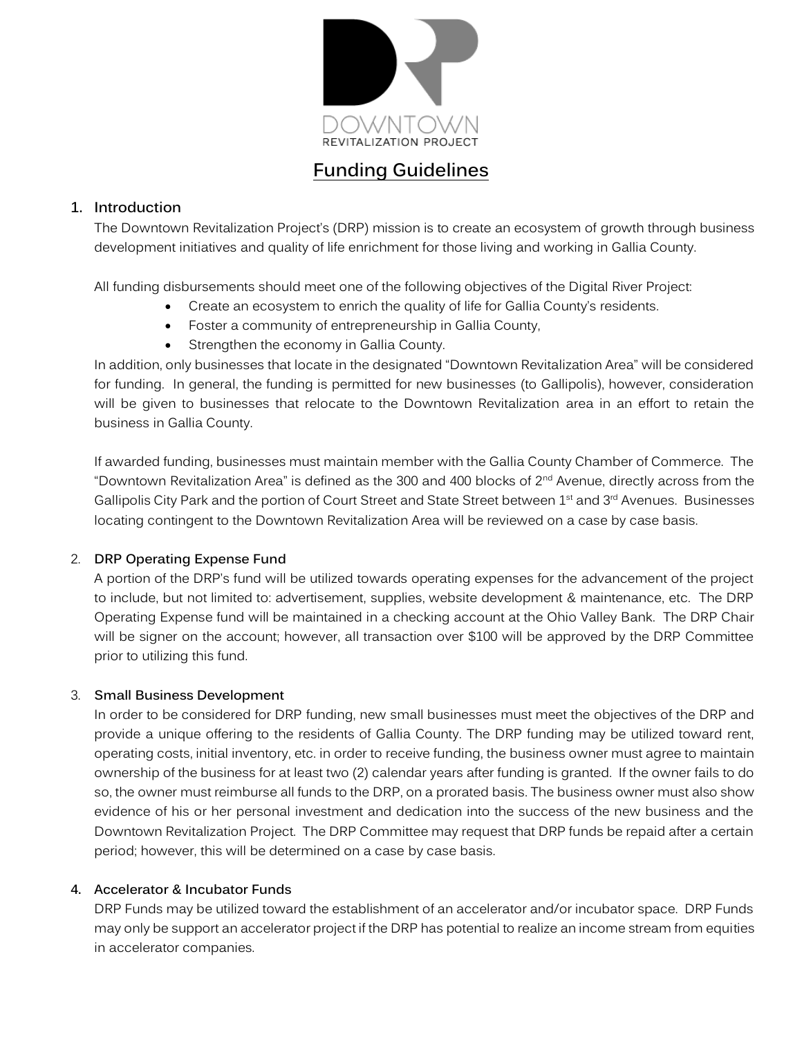DOWNTOWN
REVITALIZATION PROJECT

# Funding Guidelines

## 1. Introduction

The Downtown Revitalization Project's (DRP) mission is to create an ecosystem of growth through business development initiatives and quality of life enrichment for those living and working in Gallia County.

All funding disbursements should meet one of the following objectives of the Digital River Project:

- Create an ecosystem to enrich the quality of life for Gallia County's residents.
- Foster a community of entrepreneurship in Gallia County,
- Strengthen the economy in Gallia County.

In addition, only businesses that locate in the designated "Downtown Revitalization Area" will be considered for funding. In general, the funding is permitted for new businesses (to Gallipolis), however, consideration will be given to businesses that relocate to the Downtown Revitalization area in an effort to retain the business in Gallia County.

If awarded funding, businesses must maintain member with the Gallia County Chamber of Commerce. The "Downtown Revitalization Area" is defined as the 300 and 400 blocks of 2nd Avenue, directly across from the Gallipolis City Park and the portion of Court Street and State Street between 1st and 3rd Avenues. Businesses locating contingent to the Downtown Revitalization Area will be reviewed on a case by case basis.

## 2. DRP Operating Expense Fund

A portion of the DRP's fund will be utilized towards operating expenses for the advancement of the project to include, but not limited to: advertisement, supplies, website development & maintenance, etc. The DRP Operating Expense fund will be maintained in a checking account at the Ohio Valley Bank. The DRP Chair will be signer on the account; however, all transaction over $100 will be approved by the DRP Committee prior to utilizing this fund.

## 3. Small Business Development

In order to be considered for DRP funding, new small businesses must meet the objectives of the DRP and provide a unique offering to the residents of Gallia County. The DRP funding may be utilized toward rent, operating costs, initial inventory, etc. in order to receive funding, the business owner must agree to maintain ownership of the business for at least two (2) calendar years after funding is granted. If the owner fails to do so, the owner must reimburse all funds to the DRP, on a prorated basis. The business owner must also show evidence of his or her personal investment and dedication into the success of the new business and the Downtown Revitalization Project. The DRP Committee may request that DRP funds be repaid after a certain period; however, this will be determined on a case by case basis.

## 4. Accelerator & Incubator Funds

DRP Funds may be utilized toward the establishment of an accelerator and/or incubator space. DRP Funds may only be support an accelerator project if the DRP has potential to realize an income stream from equities in accelerator companies.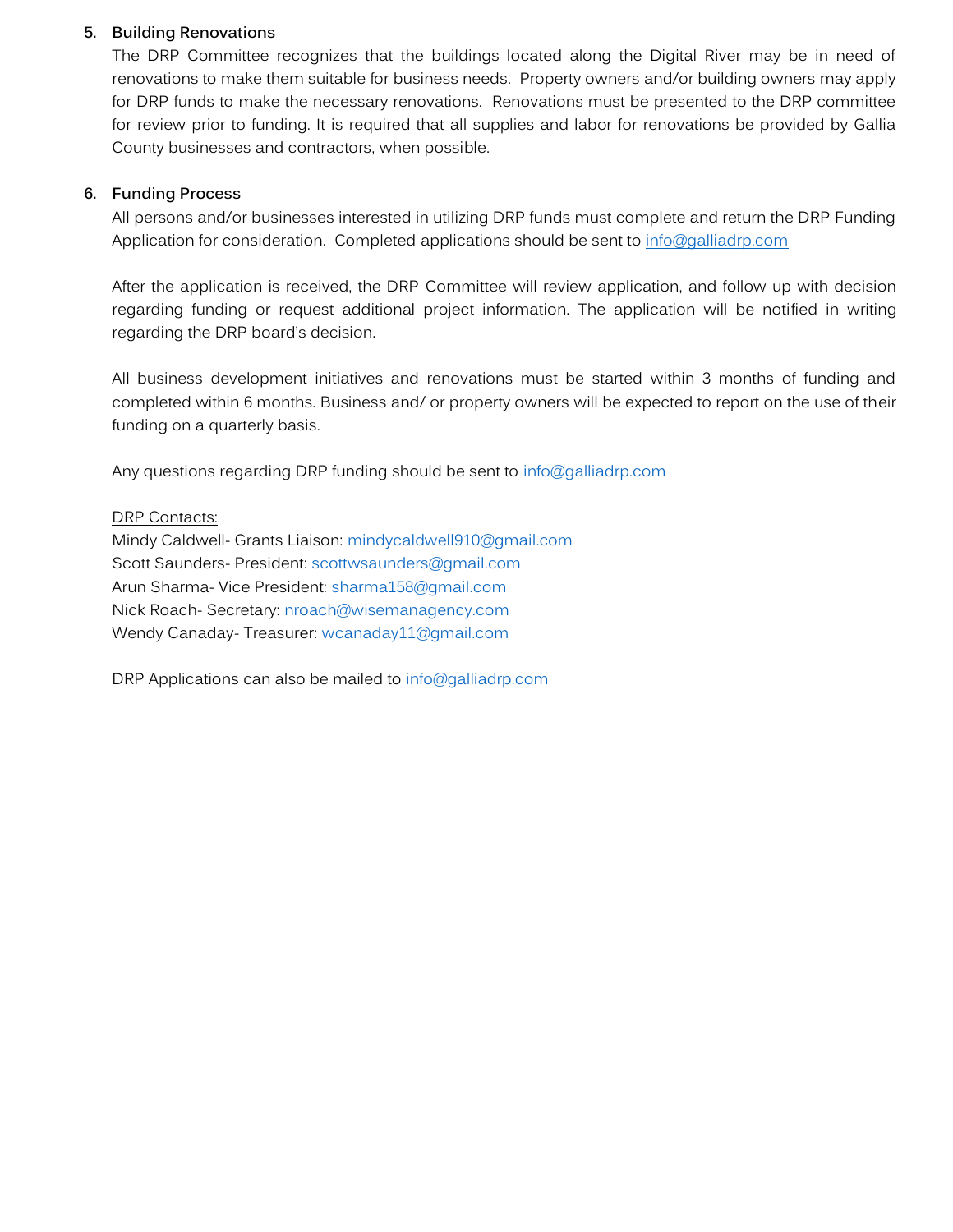5. **Building Renovations**

   The DRP Committee recognizes that the buildings located along the Digital River may be in need of renovations to make them suitable for business needs. Property owners and/or building owners may apply for DRP funds to make the necessary renovations. Renovations must be presented to the DRP committee for review prior to funding. It is required that all supplies and labor for renovations be provided by Gallia County businesses and contractors, when possible.

6. **Funding Process**

   All persons and/or businesses interested in utilizing DRP funds must complete and return the DRP Funding Application for consideration. Completed applications should be sent to info@galliadrp.com

   After the application is received, the DRP Committee will review application, and follow up with decision regarding funding or request additional project information. The application will be notified in writing regarding the DRP board's decision.

   All business development initiatives and renovations must be started within 3 months of funding and completed within 6 months. Business and/ or property owners will be expected to report on the use of their funding on a quarterly basis.

   Any questions regarding DRP funding should be sent to info@galliadrp.com

   DRP Contacts:
   Mindy Caldwell- Grants Liaison: mindycaldwell910@gmail.com
   Scott Saunders- President: scottwsaunders@gmail.com
   Arun Sharma- Vice President: sharma158@gmail.com
   Nick Roach- Secretary: nroach@wisemanagency.com
   Wendy Canaday- Treasurer: wcanaday11@gmail.com

   DRP Applications can also be mailed to info@galliadrp.com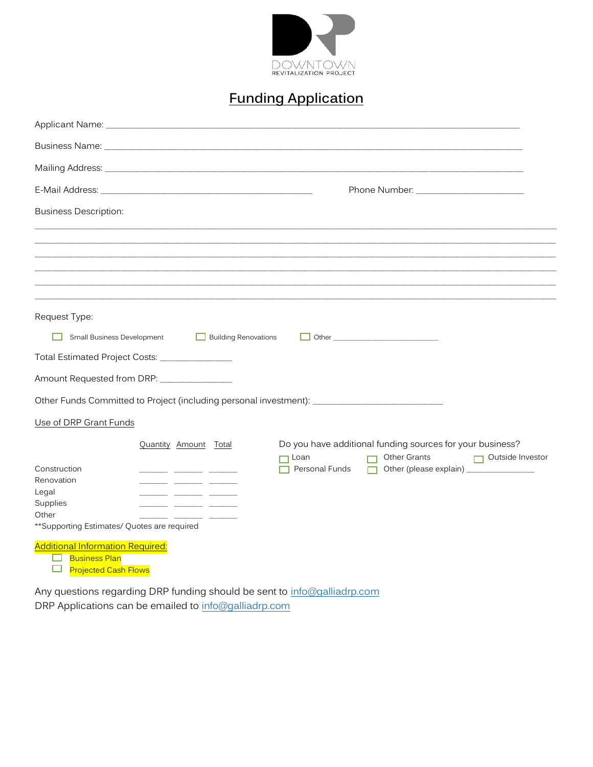DOWNTOWN
REVITALIZATION PROJECT

# Funding Application

Applicant Name: ______________________________________________

Business Name: ______________________________________________

Mailing Address: ______________________________________________

E-Mail Address: ____________________________ Phone Number: ______________

Business Description:

______________________________________________________________

______________________________________________________________

______________________________________________________________

______________________________________________________________

______________________________________________________________

______________________________________________________________

Request Type:

- ☐ Small Business Development
- ☐ Building Renovations
- ☐ Other ________________

Total Estimated Project Costs: __________

Amount Requested from DRP: __________

Other Funds Committed to Project (including personal investment): ________________

Use of DRP Grant Funds

| | Quantity | Amount | Total |
|---|---|---|---|
| Construction | ______ | ______ | ______ |
| Renovation | ______ | ______ | ______ |
| Legal | ______ | ______ | ______ |
| Supplies | ______ | ______ | ______ |
| Other | ______ | ______ | ______ |

**Supporting Estimates/ Quotes are required

Do you have additional funding sources for your business?

- ☐ Loan
- ☐ Other Grants
- ☐ Outside Investor
- ☐ Personal Funds
- ☐ Other (please explain) __________

Additional Information Required:

- ☐ Business Plan
- ☐ Projected Cash Flows

Any questions regarding DRP funding should be sent to info@galliadrp.com
DRP Applications can be emailed to info@galliadrp.com